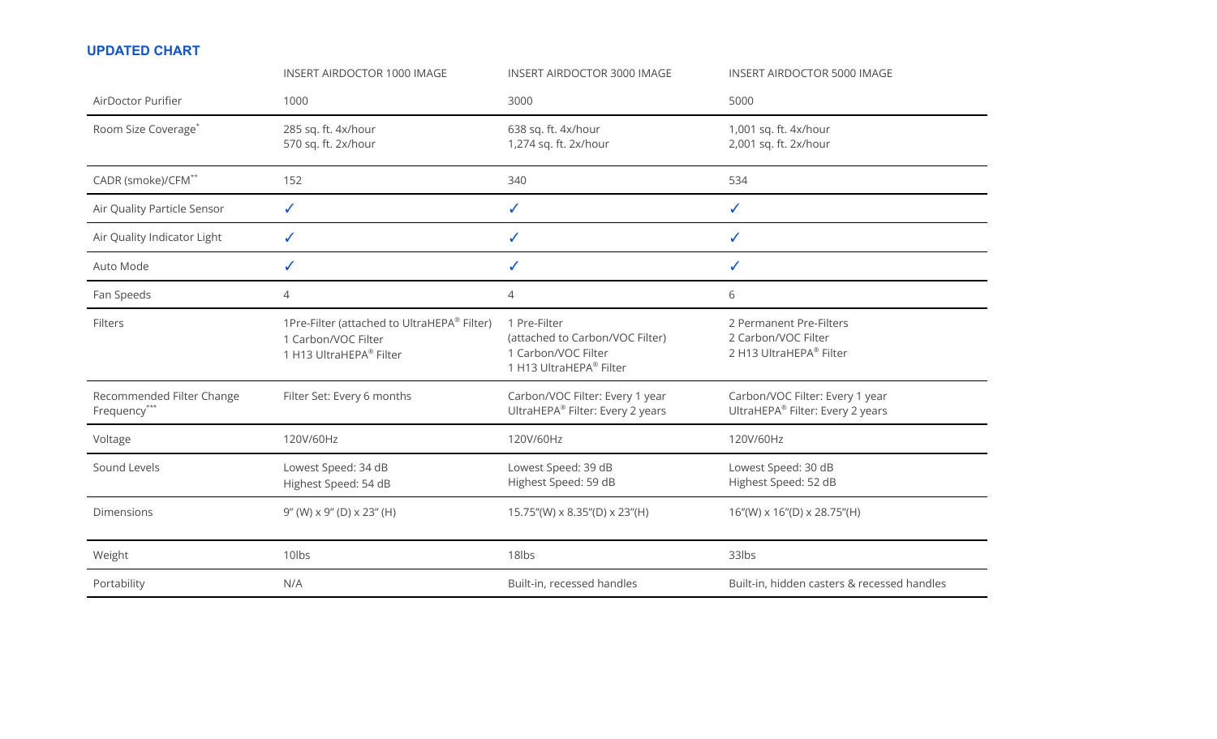**UPDATED CHART**

| | INSERT AIRDOCTOR 1000 IMAGE | INSERT AIRDOCTOR 3000 IMAGE | INSERT AIRDOCTOR 5000 IMAGE |
|---|---|---|---|
| AirDoctor Purifier | 1000 | 3000 | 5000 |
| Room Size Coverage* | 285 sq. ft. 4x/hour<br>570 sq. ft. 2x/hour | 638 sq. ft. 4x/hour<br>1,274 sq. ft. 2x/hour | 1,001 sq. ft. 4x/hour<br>2,001 sq. ft. 2x/hour |
| CADR (smoke)/CFM** | 152 | 340 | 534 |
| Air Quality Particle Sensor | ✓ | ✓ | ✓ |
| Air Quality Indicator Light | ✓ | ✓ | ✓ |
| Auto Mode | ✓ | ✓ | ✓ |
| Fan Speeds | 4 | 4 | 6 |
| Filters | 1Pre-Filter (attached to UltraHEPA® Filter)<br>1 Carbon/VOC Filter<br>1 H13 UltraHEPA® Filter | 1 Pre-Filter<br>(attached to Carbon/VOC Filter)<br>1 Carbon/VOC Filter<br>1 H13 UltraHEPA® Filter | 2 Permanent Pre-Filters<br>2 Carbon/VOC Filter<br>2 H13 UltraHEPA® Filter |
| Recommended Filter Change Frequency*** | Filter Set: Every 6 months | Carbon/VOC Filter: Every 1 year<br>UltraHEPA® Filter: Every 2 years | Carbon/VOC Filter: Every 1 year<br>UltraHEPA® Filter: Every 2 years |
| Voltage | 120V/60Hz | 120V/60Hz | 120V/60Hz |
| Sound Levels | Lowest Speed: 34 dB<br>Highest Speed: 54 dB | Lowest Speed: 39 dB<br>Highest Speed: 59 dB | Lowest Speed: 30 dB<br>Highest Speed: 52 dB |
| Dimensions | 9" (W) x 9" (D) x 23" (H) | 15.75"(W) x 8.35"(D) x 23"(H) | 16"(W) x 16"(D) x 28.75"(H) |
| Weight | 10lbs | 18lbs | 33lbs |
| Portability | N/A | Built-in, recessed handles | Built-in, hidden casters & recessed handles |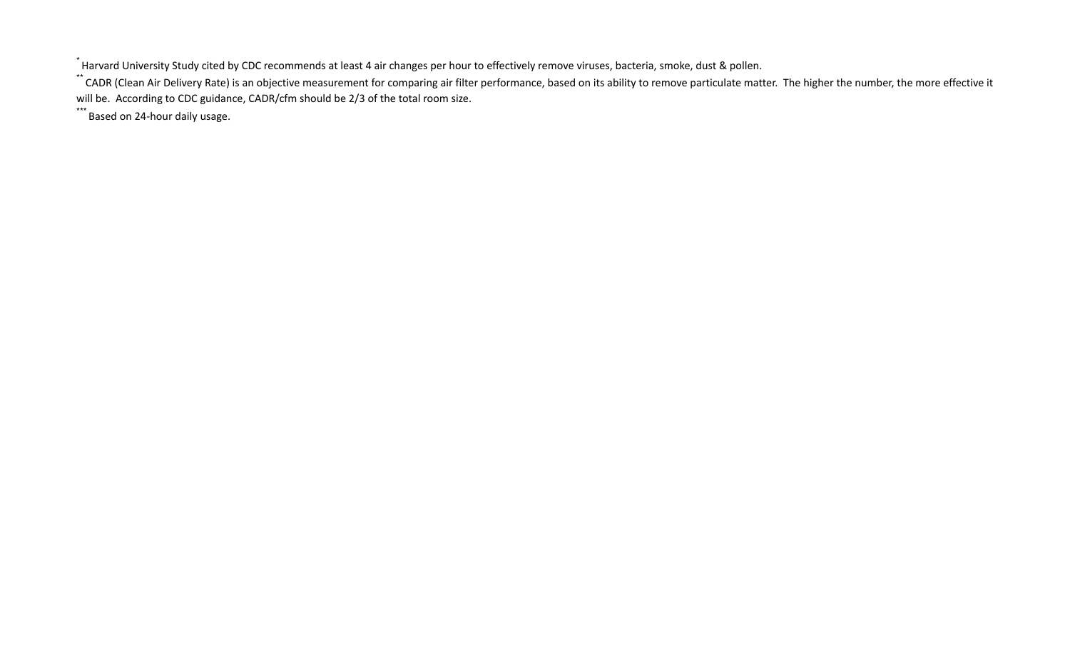* Harvard University Study cited by CDC recommends at least 4 air changes per hour to effectively remove viruses, bacteria, smoke, dust & pollen.

** CADR (Clean Air Delivery Rate) is an objective measurement for comparing air filter performance, based on its ability to remove particulate matter. The higher the number, the more effective it will be. According to CDC guidance, CADR/cfm should be 2/3 of the total room size.

*** Based on 24-hour daily usage.